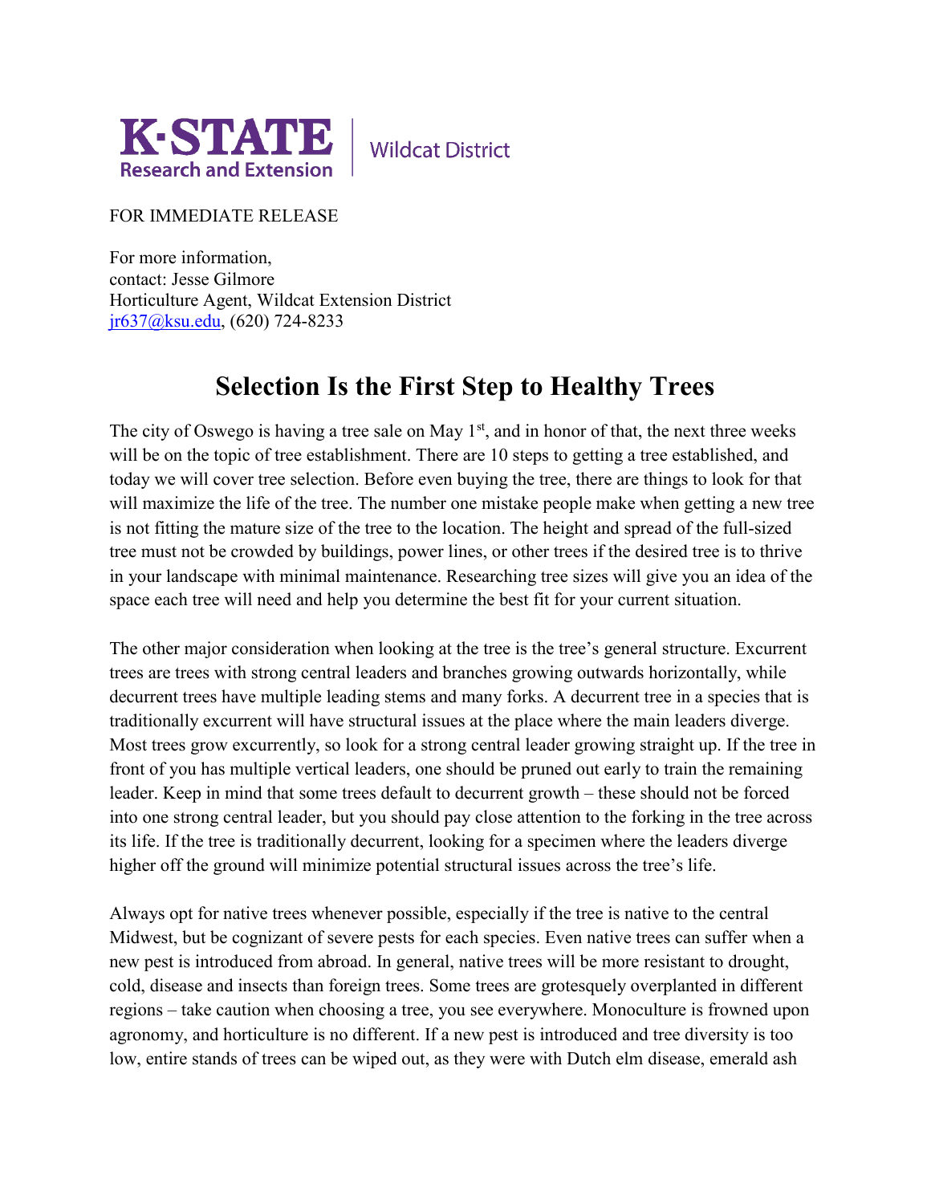K·STATE Research and Extension | Wildcat District

FOR IMMEDIATE RELEASE

For more information,
contact: Jesse Gilmore
Horticulture Agent, Wildcat Extension District
jr637@ksu.edu, (620) 724-8233

# Selection Is the First Step to Healthy Trees

The city of Oswego is having a tree sale on May 1st, and in honor of that, the next three weeks will be on the topic of tree establishment. There are 10 steps to getting a tree established, and today we will cover tree selection. Before even buying the tree, there are things to look for that will maximize the life of the tree. The number one mistake people make when getting a new tree is not fitting the mature size of the tree to the location. The height and spread of the full-sized tree must not be crowded by buildings, power lines, or other trees if the desired tree is to thrive in your landscape with minimal maintenance. Researching tree sizes will give you an idea of the space each tree will need and help you determine the best fit for your current situation.

The other major consideration when looking at the tree is the tree's general structure. Excurrent trees are trees with strong central leaders and branches growing outwards horizontally, while decurrent trees have multiple leading stems and many forks. A decurrent tree in a species that is traditionally excurrent will have structural issues at the place where the main leaders diverge. Most trees grow excurrently, so look for a strong central leader growing straight up. If the tree in front of you has multiple vertical leaders, one should be pruned out early to train the remaining leader. Keep in mind that some trees default to decurrent growth – these should not be forced into one strong central leader, but you should pay close attention to the forking in the tree across its life. If the tree is traditionally decurrent, looking for a specimen where the leaders diverge higher off the ground will minimize potential structural issues across the tree's life.

Always opt for native trees whenever possible, especially if the tree is native to the central Midwest, but be cognizant of severe pests for each species. Even native trees can suffer when a new pest is introduced from abroad. In general, native trees will be more resistant to drought, cold, disease and insects than foreign trees. Some trees are grotesquely overplanted in different regions – take caution when choosing a tree, you see everywhere. Monoculture is frowned upon agronomy, and horticulture is no different. If a new pest is introduced and tree diversity is too low, entire stands of trees can be wiped out, as they were with Dutch elm disease, emerald ash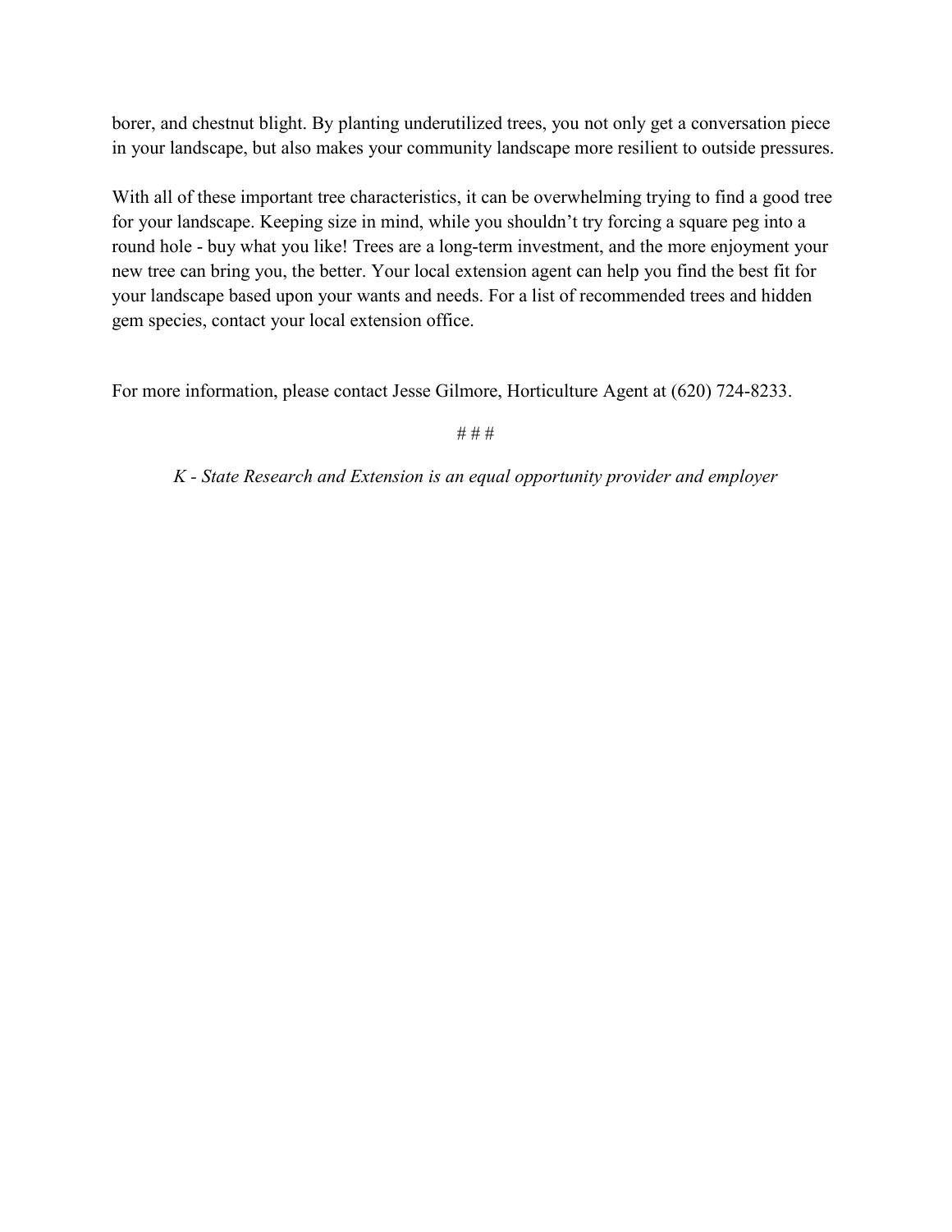borer, and chestnut blight. By planting underutilized trees, you not only get a conversation piece in your landscape, but also makes your community landscape more resilient to outside pressures.

With all of these important tree characteristics, it can be overwhelming trying to find a good tree for your landscape. Keeping size in mind, while you shouldn't try forcing a square peg into a round hole - buy what you like! Trees are a long-term investment, and the more enjoyment your new tree can bring you, the better. Your local extension agent can help you find the best fit for your landscape based upon your wants and needs. For a list of recommended trees and hidden gem species, contact your local extension office.

For more information, please contact Jesse Gilmore, Horticulture Agent at (620) 724-8233.

# # #

*K - State Research and Extension is an equal opportunity provider and employer*